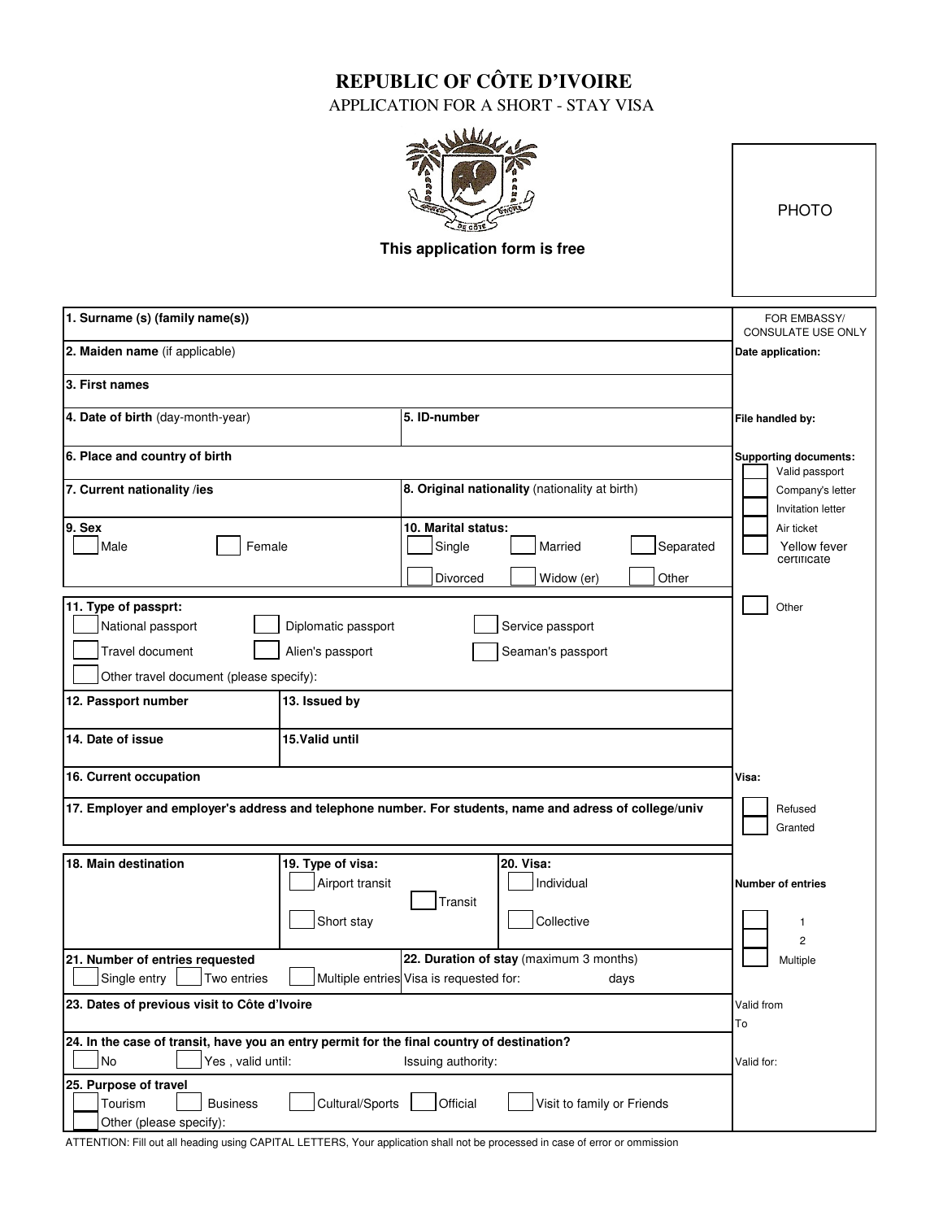# REPUBLIC OF CÔTE D'IVOIRE

APPLICATION FOR A SHORT - STAY VISA

**This application form is free**

PHOTO

**1. Surname (s) (family name(s))**

**2. Maiden name** (if applicable)

**3. First names**

**4. Date of birth** (day-month-year)

**5. ID-number**

**6. Place and country of birth**

**7. Current nationality /ies**

**8. Original nationality** (nationality at birth)

**9. Sex**
- ☐ Male
- ☐ Female

**10. Marital status:**
- ☐ Single
- ☐ Married
- ☐ Separated
- ☐ Divorced
- ☐ Widow (er)
- ☐ Other

**11. Type of passprt:**
- ☐ National passport
- ☐ Diplomatic passport
- ☐ Service passport
- ☐ Travel document
- ☐ Alien's passport
- ☐ Seaman's passport
- ☐ Other travel document (please specify):

**12. Passport number**

**13. Issued by**

**14. Date of issue**

**15.Valid until**

**16. Current occupation**

**17. Employer and employer's address and telephone number. For students, name and adress of college/univ**

**18. Main destination**

**19. Type of visa:**
- ☐ Airport transit
- ☐ Transit
- ☐ Short stay

**20. Visa:**
- ☐ Individual
- ☐ Collective

**21. Number of entries requested**
- ☐ Single entry
- ☐ Two entries
- ☐ Multiple entries

**22. Duration of stay** (maximum 3 months)
Visa is requested for: days

**23. Dates of previous visit to Côte d'Ivoire**

**24. In the case of transit, have you an entry permit for the final country of destination?**
- ☐ No
- ☐ Yes , valid until: Issuing authority:

**25. Purpose of travel**
- ☐ Tourism
- ☐ Business
- ☐ Cultural/Sports
- ☐ Official
- ☐ Visit to family or Friends
- ☐ Other (please specify):

---

FOR EMBASSY/ CONSULATE USE ONLY

**Date application:**

**File handled by:**

**Supporting documents:**
- ☐ Valid passport
- ☐ Company's letter
- ☐ Invitation letter
- ☐ Air ticket
- ☐ Yellow fever certificate
- ☐ Other

**Visa:**
- ☐ Refused
- ☐ Granted

**Number of entries**
- ☐ 1
- ☐ 2
- ☐ Multiple

Valid from

To

Valid for:

---

ATTENTION: Fill out all heading using CAPITAL LETTERS, Your application shall not be processed in case of error or ommission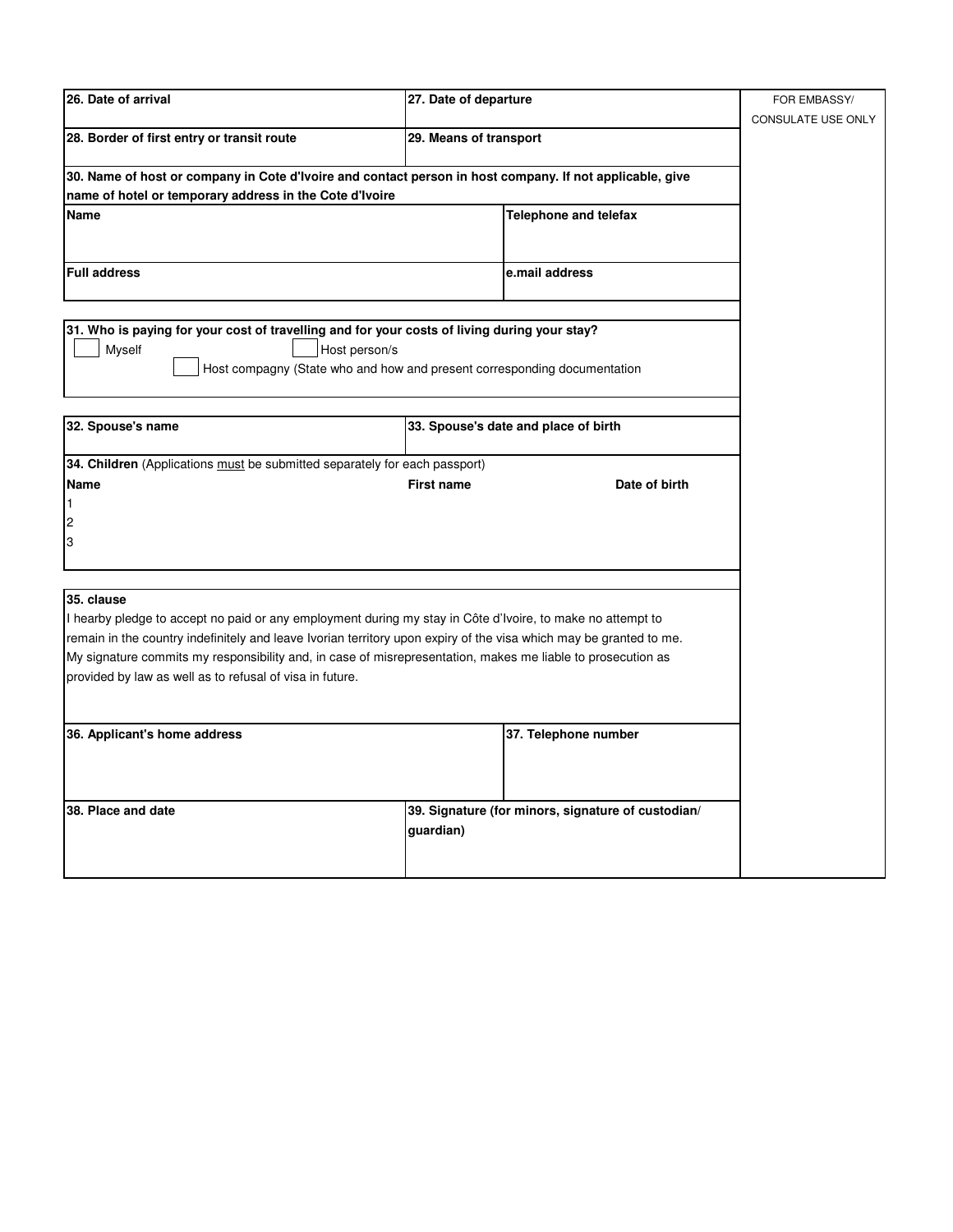| | | |
|---|---|---|
| **26. Date of arrival** | **27. Date of departure** | FOR EMBASSY/ CONSULATE USE ONLY |
| **28. Border of first entry or transit route** | **29. Means of transport** | |

**30. Name of host or company in Cote d'Ivoire and contact person in host company. If not applicable, give name of hotel or temporary address in the Cote d'Ivoire**

| | |
|---|---|
| **Name** | **Telephone and telefax** |
| **Full address** | **e.mail address** |

**31. Who is paying for your cost of travelling and for your costs of living during your stay?**

☐ Myself ☐ Host person/s

☐ Host compagny (State who and how and present corresponding documentation

| | |
|---|---|
| **32. Spouse's name** | **33. Spouse's date and place of birth** |

**34. Children** (Applications must be submitted separately for each passport)

| **Name** | **First name** | **Date of birth** |
|---|---|---|
| 1 | | |
| 2 | | |
| 3 | | |

**35. clause**

I hearby pledge to accept no paid or any employment during my stay in Côte d'Ivoire, to make no attempt to remain in the country indefinitely and leave Ivorian territory upon expiry of the visa which may be granted to me. My signature commits my responsibility and, in case of misrepresentation, makes me liable to prosecution as provided by law as well as to refusal of visa in future.

| | |
|---|---|
| **36. Applicant's home address** | **37. Telephone number** |
| **38. Place and date** | **39. Signature (for minors, signature of custodian/ guardian)** |